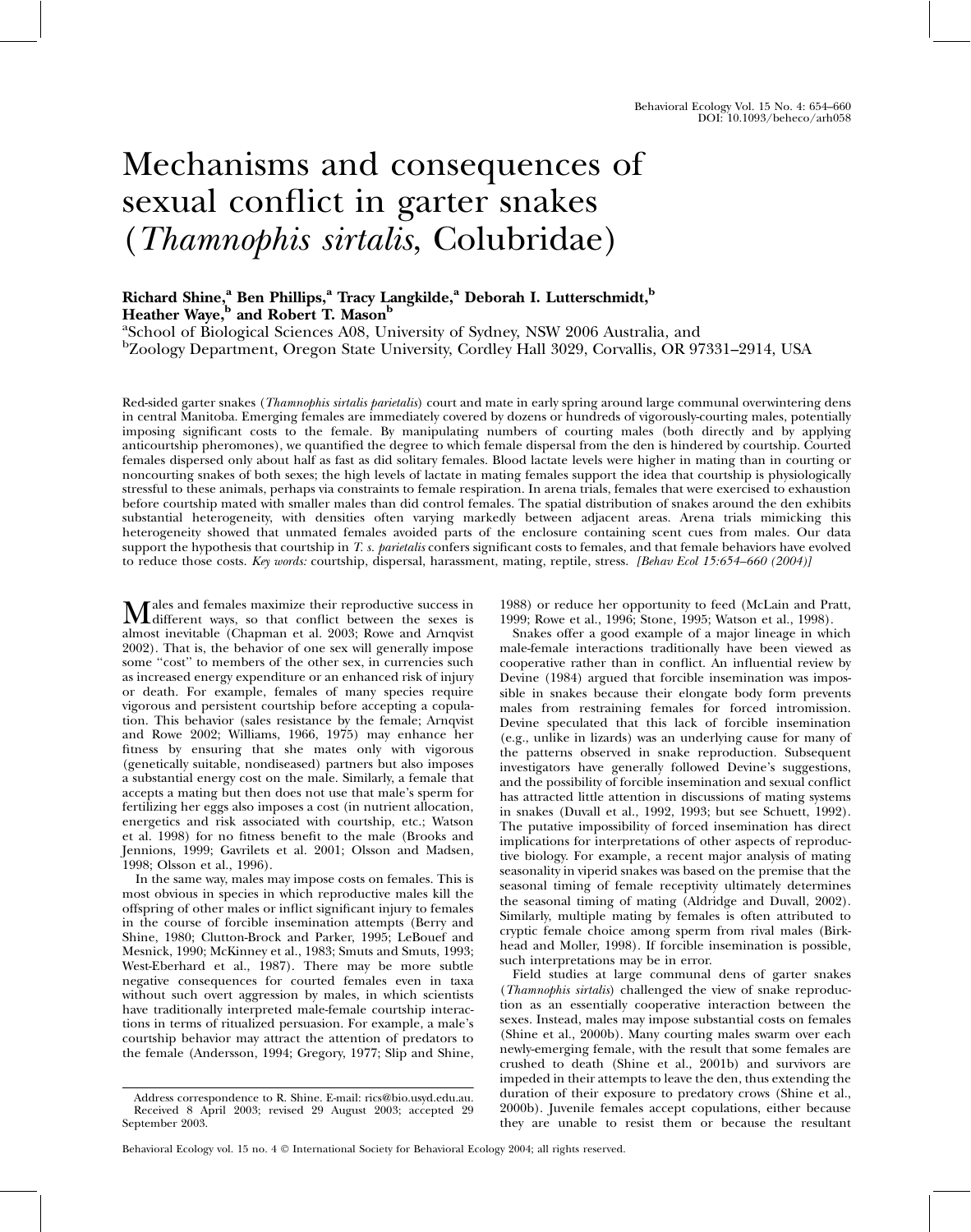# Mechanisms and consequences of sexual conflict in garter snakes (*Thamnophis sirtalis*, Colubridae)

**Richard Shine,[a] Ben Phillips,[a] Tracy Langkilde,[a] Deborah I. Lutterschmidt,[b] Heather Waye,[b] and Robert T. Mason[b]**

[a]School of Biological Sciences A08, University of Sydney, NSW 2006 Australia, and
[b]Zoology Department, Oregon State University, Cordley Hall 3029, Corvallis, OR 97331–2914, USA

Red-sided garter snakes (*Thamnophis sirtalis parietalis*) court and mate in early spring around large communal overwintering dens in central Manitoba. Emerging females are immediately covered by dozens or hundreds of vigorously-courting males, potentially imposing significant costs to the female. By manipulating numbers of courting males (both directly and by applying anticourtship pheromones), we quantified the degree to which female dispersal from the den is hindered by courtship. Courted females dispersed only about half as fast as did solitary females. Blood lactate levels were higher in mating than in courting or noncourting snakes of both sexes; the high levels of lactate in mating females support the idea that courtship is physiologically stressful to these animals, perhaps via constraints to female respiration. In arena trials, females that were exercised to exhaustion before courtship mated with smaller males than did control females. The spatial distribution of snakes around the den exhibits substantial heterogeneity, with densities often varying markedly between adjacent areas. Arena trials mimicking this heterogeneity showed that unmated females avoided parts of the enclosure containing scent cues from males. Our data support the hypothesis that courtship in *T. s. parietalis* confers significant costs to females, and that female behaviors have evolved to reduce those costs. *Key words:* courtship, dispersal, harassment, mating, reptile, stress. *[Behav Ecol 15:654–660 (2004)]*

Males and females maximize their reproductive success in different ways, so that conflict between the sexes is almost inevitable (Chapman et al. 2003; Rowe and Arnqvist 2002). That is, the behavior of one sex will generally impose some "cost" to members of the other sex, in currencies such as increased energy expenditure or an enhanced risk of injury or death. For example, females of many species require vigorous and persistent courtship before accepting a copulation. This behavior (sales resistance by the female; Arnqvist and Rowe 2002; Williams, 1966, 1975) may enhance her fitness by ensuring that she mates only with vigorous (genetically suitable, nondiseased) partners but also imposes a substantial energy cost on the male. Similarly, a female that accepts a mating but then does not use that male's sperm for fertilizing her eggs also imposes a cost (in nutrient allocation, energetics and risk associated with courtship, etc.; Watson et al. 1998) for no fitness benefit to the male (Brooks and Jennions, 1999; Gavrilets et al. 2001; Olsson and Madsen, 1998; Olsson et al., 1996).

In the same way, males may impose costs on females. This is most obvious in species in which reproductive males kill the offspring of other males or inflict significant injury to females in the course of forcible insemination attempts (Berry and Shine, 1980; Clutton-Brock and Parker, 1995; LeBouef and Mesnick, 1990; McKinney et al., 1983; Smuts and Smuts, 1993; West-Eberhard et al., 1987). There may be more subtle negative consequences for courted females even in taxa without such overt aggression by males, in which scientists have traditionally interpreted male-female courtship interactions in terms of ritualized persuasion. For example, a male's courtship behavior may attract the attention of predators to the female (Andersson, 1994; Gregory, 1977; Slip and Shine, 1988) or reduce her opportunity to feed (McLain and Pratt, 1999; Rowe et al., 1996; Stone, 1995; Watson et al., 1998).

Snakes offer a good example of a major lineage in which male-female interactions traditionally have been viewed as cooperative rather than in conflict. An influential review by Devine (1984) argued that forcible insemination was impossible in snakes because their elongate body form prevents males from restraining females for forced intromission. Devine speculated that this lack of forcible insemination (e.g., unlike in lizards) was an underlying cause for many of the patterns observed in snake reproduction. Subsequent investigators have generally followed Devine's suggestions, and the possibility of forcible insemination and sexual conflict has attracted little attention in discussions of mating systems in snakes (Duvall et al., 1992, 1993; but see Schuett, 1992). The putative impossibility of forced insemination has direct implications for interpretations of other aspects of reproductive biology. For example, a recent major analysis of mating seasonality in viperid snakes was based on the premise that the seasonal timing of female receptivity ultimately determines the seasonal timing of mating (Aldridge and Duvall, 2002). Similarly, multiple mating by females is often attributed to cryptic female choice among sperm from rival males (Birkhead and Moller, 1998). If forcible insemination is possible, such interpretations may be in error.

Field studies at large communal dens of garter snakes (*Thamnophis sirtalis*) challenged the view of snake reproduction as an essentially cooperative interaction between the sexes. Instead, males may impose substantial costs on females (Shine et al., 2000b). Many courting males swarm over each newly-emerging female, with the result that some females are crushed to death (Shine et al., 2001b) and survivors are impeded in their attempts to leave the den, thus extending the duration of their exposure to predatory crows (Shine et al., 2000b). Juvenile females accept copulations, either because they are unable to resist them or because the resultant

Address correspondence to R. Shine. E-mail: rics@bio.usyd.edu.au.
Received 8 April 2003; revised 29 August 2003; accepted 29 September 2003.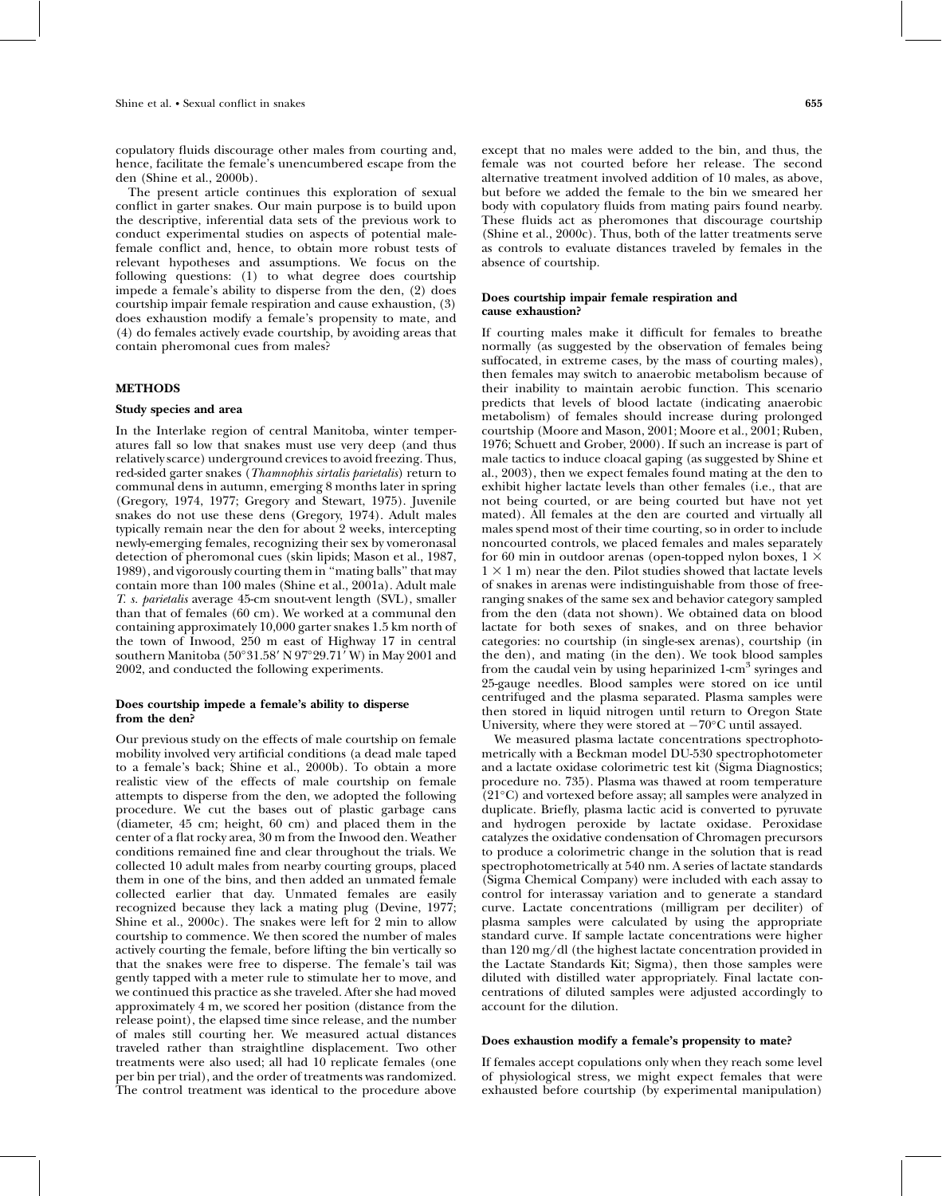copulatory fluids discourage other males from courting and, hence, facilitate the female's unencumbered escape from the den (Shine et al., 2000b).

The present article continues this exploration of sexual conflict in garter snakes. Our main purpose is to build upon the descriptive, inferential data sets of the previous work to conduct experimental studies on aspects of potential male-female conflict and, hence, to obtain more robust tests of relevant hypotheses and assumptions. We focus on the following questions: (1) to what degree does courtship impede a female's ability to disperse from the den, (2) does courtship impair female respiration and cause exhaustion, (3) does exhaustion modify a female's propensity to mate, and (4) do females actively evade courtship, by avoiding areas that contain pheromonal cues from males?

## METHODS

### Study species and area

In the Interlake region of central Manitoba, winter temperatures fall so low that snakes must use very deep (and thus relatively scarce) underground crevices to avoid freezing. Thus, red-sided garter snakes (*Thamnophis sirtalis parietalis*) return to communal dens in autumn, emerging 8 months later in spring (Gregory, 1974, 1977; Gregory and Stewart, 1975). Juvenile snakes do not use these dens (Gregory, 1974). Adult males typically remain near the den for about 2 weeks, intercepting newly-emerging females, recognizing their sex by vomeronasal detection of pheromonal cues (skin lipids; Mason et al., 1987, 1989), and vigorously courting them in "mating balls" that may contain more than 100 males (Shine et al., 2001a). Adult male *T. s. parietalis* average 45-cm snout-vent length (SVL), smaller than that of females (60 cm). We worked at a communal den containing approximately 10,000 garter snakes 1.5 km north of the town of Inwood, 250 m east of Highway 17 in central southern Manitoba (50°31.58′ N 97°29.71′ W) in May 2001 and 2002, and conducted the following experiments.

### Does courtship impede a female's ability to disperse from the den?

Our previous study on the effects of male courtship on female mobility involved very artificial conditions (a dead male taped to a female's back; Shine et al., 2000b). To obtain a more realistic view of the effects of male courtship on female attempts to disperse from the den, we adopted the following procedure. We cut the bases out of plastic garbage cans (diameter, 45 cm; height, 60 cm) and placed them in the center of a flat rocky area, 30 m from the Inwood den. Weather conditions remained fine and clear throughout the trials. We collected 10 adult males from nearby courting groups, placed them in one of the bins, and then added an unmated female collected earlier that day. Unmated females are easily recognized because they lack a mating plug (Devine, 1977; Shine et al., 2000c). The snakes were left for 2 min to allow courtship to commence. We then scored the number of males actively courting the female, before lifting the bin vertically so that the snakes were free to disperse. The female's tail was gently tapped with a meter rule to stimulate her to move, and we continued this practice as she traveled. After she had moved approximately 4 m, we scored her position (distance from the release point), the elapsed time since release, and the number of males still courting her. We measured actual distances traveled rather than straightline displacement. Two other treatments were also used; all had 10 replicate females (one per bin per trial), and the order of treatments was randomized. The control treatment was identical to the procedure above except that no males were added to the bin, and thus, the female was not courted before her release. The second alternative treatment involved addition of 10 males, as above, but before we added the female to the bin we smeared her body with copulatory fluids from mating pairs found nearby. These fluids act as pheromones that discourage courtship (Shine et al., 2000c). Thus, both of the latter treatments serve as controls to evaluate distances traveled by females in the absence of courtship.

### Does courtship impair female respiration and cause exhaustion?

If courting males make it difficult for females to breathe normally (as suggested by the observation of females being suffocated, in extreme cases, by the mass of courting males), then females may switch to anaerobic metabolism because of their inability to maintain aerobic function. This scenario predicts that levels of blood lactate (indicating anaerobic metabolism) of females should increase during prolonged courtship (Moore and Mason, 2001; Moore et al., 2001; Ruben, 1976; Schuett and Grober, 2000). If such an increase is part of male tactics to induce cloacal gaping (as suggested by Shine et al., 2003), then we expect females found mating at the den to exhibit higher lactate levels than other females (i.e., that are not being courted, or are being courted but have not yet mated). All females at the den are courted and virtually all males spend most of their time courting, so in order to include noncourted controls, we placed females and males separately for 60 min in outdoor arenas (open-topped nylon boxes, 1 × 1 × 1 m) near the den. Pilot studies showed that lactate levels of snakes in arenas were indistinguishable from those of free-ranging snakes of the same sex and behavior category sampled from the den (data not shown). We obtained data on blood lactate for both sexes of snakes, and on three behavior categories: no courtship (in single-sex arenas), courtship (in the den), and mating (in the den). We took blood samples from the caudal vein by using heparinized 1-cm$^3$ syringes and 25-gauge needles. Blood samples were stored on ice until centrifuged and the plasma separated. Plasma samples were then stored in liquid nitrogen until return to Oregon State University, where they were stored at −70°C until assayed.

We measured plasma lactate concentrations spectrophotometrically with a Beckman model DU-530 spectrophotometer and a lactate oxidase colorimetric test kit (Sigma Diagnostics; procedure no. 735). Plasma was thawed at room temperature (21°C) and vortexed before assay; all samples were analyzed in duplicate. Briefly, plasma lactic acid is converted to pyruvate and hydrogen peroxide by lactate oxidase. Peroxidase catalyzes the oxidative condensation of Chromagen precursors to produce a colorimetric change in the solution that is read spectrophotometrically at 540 nm. A series of lactate standards (Sigma Chemical Company) were included with each assay to control for interassay variation and to generate a standard curve. Lactate concentrations (milligram per deciliter) of plasma samples were calculated by using the appropriate standard curve. If sample lactate concentrations were higher than 120 mg/dl (the highest lactate concentration provided in the Lactate Standards Kit; Sigma), then those samples were diluted with distilled water appropriately. Final lactate concentrations of diluted samples were adjusted accordingly to account for the dilution.

### Does exhaustion modify a female's propensity to mate?

If females accept copulations only when they reach some level of physiological stress, we might expect females that were exhausted before courtship (by experimental manipulation)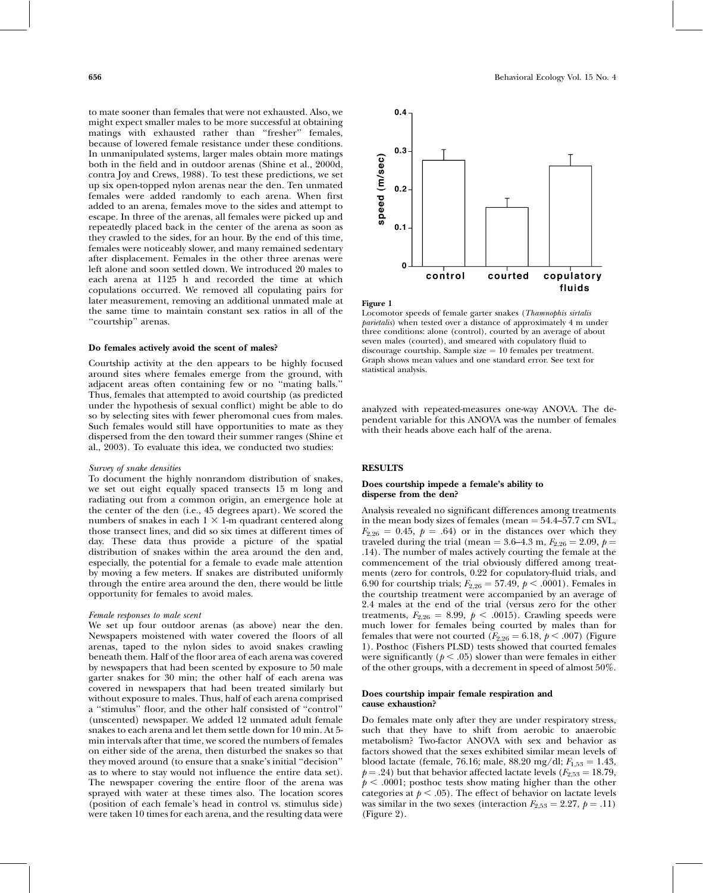to mate sooner than females that were not exhausted. Also, we might expect smaller males to be more successful at obtaining matings with exhausted rather than "fresher" females, because of lowered female resistance under these conditions. In unmanipulated systems, larger males obtain more matings both in the field and in outdoor arenas (Shine et al., 2000d, contra Joy and Crews, 1988). To test these predictions, we set up six open-topped nylon arenas near the den. Ten unmated females were added randomly to each arena. When first added to an arena, females move to the sides and attempt to escape. In three of the arenas, all females were picked up and repeatedly placed back in the center of the arena as soon as they crawled to the sides, for an hour. By the end of this time, females were noticeably slower, and many remained sedentary after displacement. Females in the other three arenas were left alone and soon settled down. We introduced 20 males to each arena at 1125 h and recorded the time at which copulations occurred. We removed all copulating pairs for later measurement, removing an additional unmated male at the same time to maintain constant sex ratios in all of the "courtship" arenas.

### Do females actively avoid the scent of males?

Courtship activity at the den appears to be highly focused around sites where females emerge from the ground, with adjacent areas often containing few or no "mating balls." Thus, females that attempted to avoid courtship (as predicted under the hypothesis of sexual conflict) might be able to do so by selecting sites with fewer pheromonal cues from males. Such females would still have opportunities to mate as they dispersed from the den toward their summer ranges (Shine et al., 2003). To evaluate this idea, we conducted two studies:

#### *Survey of snake densities*

To document the highly nonrandom distribution of snakes, we set out eight equally spaced transects 15 m long and radiating out from a common origin, an emergence hole at the center of the den (i.e., 45 degrees apart). We scored the numbers of snakes in each 1 × 1-m quadrant centered along those transect lines, and did so six times at different times of day. These data thus provide a picture of the spatial distribution of snakes within the area around the den and, especially, the potential for a female to evade male attention by moving a few meters. If snakes are distributed uniformly through the entire area around the den, there would be little opportunity for females to avoid males.

#### *Female responses to male scent*

We set up four outdoor arenas (as above) near the den. Newspapers moistened with water covered the floors of all arenas, taped to the nylon sides to avoid snakes crawling beneath them. Half of the floor area of each arena was covered by newspapers that had been scented by exposure to 50 male garter snakes for 30 min; the other half of each arena was covered in newspapers that had been treated similarly but without exposure to males. Thus, half of each arena comprised a "stimulus" floor, and the other half consisted of "control" (unscented) newspaper. We added 12 unmated adult female snakes to each arena and let them settle down for 10 min. At 5-min intervals after that time, we scored the numbers of females on either side of the arena, then disturbed the snakes so that they moved around (to ensure that a snake's initial "decision" as to where to stay would not influence the entire data set). The newspaper covering the entire floor of the arena was sprayed with water at these times also. The location scores (position of each female's head in control vs. stimulus side) were taken 10 times for each arena, and the resulting data were analyzed with repeated-measures one-way ANOVA. The dependent variable for this ANOVA was the number of females with their heads above each half of the arena.

**Figure 1**
Locomotor speeds of female garter snakes (*Thamnophis sirtalis parietalis*) when tested over a distance of approximately 4 m under three conditions: alone (control), courted by an average of about seven males (courted), and smeared with copulatory fluid to discourage courtship. Sample size = 10 females per treatment. Graph shows mean values and one standard error. See text for statistical analysis.

## RESULTS

### Does courtship impede a female's ability to disperse from the den?

Analysis revealed no significant differences among treatments in the mean body sizes of females (mean = 54.4–57.7 cm SVL, $F_{2,26} = 0.45$, $p = .64$) or in the distances over which they traveled during the trial (mean = 3.6–4.3 m, $F_{2,26} = 2.09$, $p = .14$). The number of males actively courting the female at the commencement of the trial obviously differed among treatments (zero for controls, 0.22 for copulatory-fluid trials, and 6.90 for courtship trials; $F_{2,26} = 57.49$, $p < .0001$). Females in the courtship treatment were accompanied by an average of 2.4 males at the end of the trial (versus zero for the other treatments, $F_{2,26} = 8.99$, $p < .0015$). Crawling speeds were much lower for females being courted by males than for females that were not courted ($F_{2,26} = 6.18$, $p < .007$) (Figure 1). Posthoc (Fishers PLSD) tests showed that courted females were significantly ($p < .05$) slower than were females in either of the other groups, with a decrement in speed of almost 50%.

### Does courtship impair female respiration and cause exhaustion?

Do females mate only after they are under respiratory stress, such that they have to shift from aerobic to anaerobic metabolism? Two-factor ANOVA with sex and behavior as factors showed that the sexes exhibited similar mean levels of blood lactate (female, 76.16; male, 88.20 mg/dl; $F_{1,53} = 1.43$, $p = .24$) but that behavior affected lactate levels ($F_{2,53} = 18.79$, $p < .0001$; posthoc tests show mating higher than the other categories at $p < .05$). The effect of behavior on lactate levels was similar in the two sexes (interaction $F_{2,53} = 2.27$, $p = .11$) (Figure 2).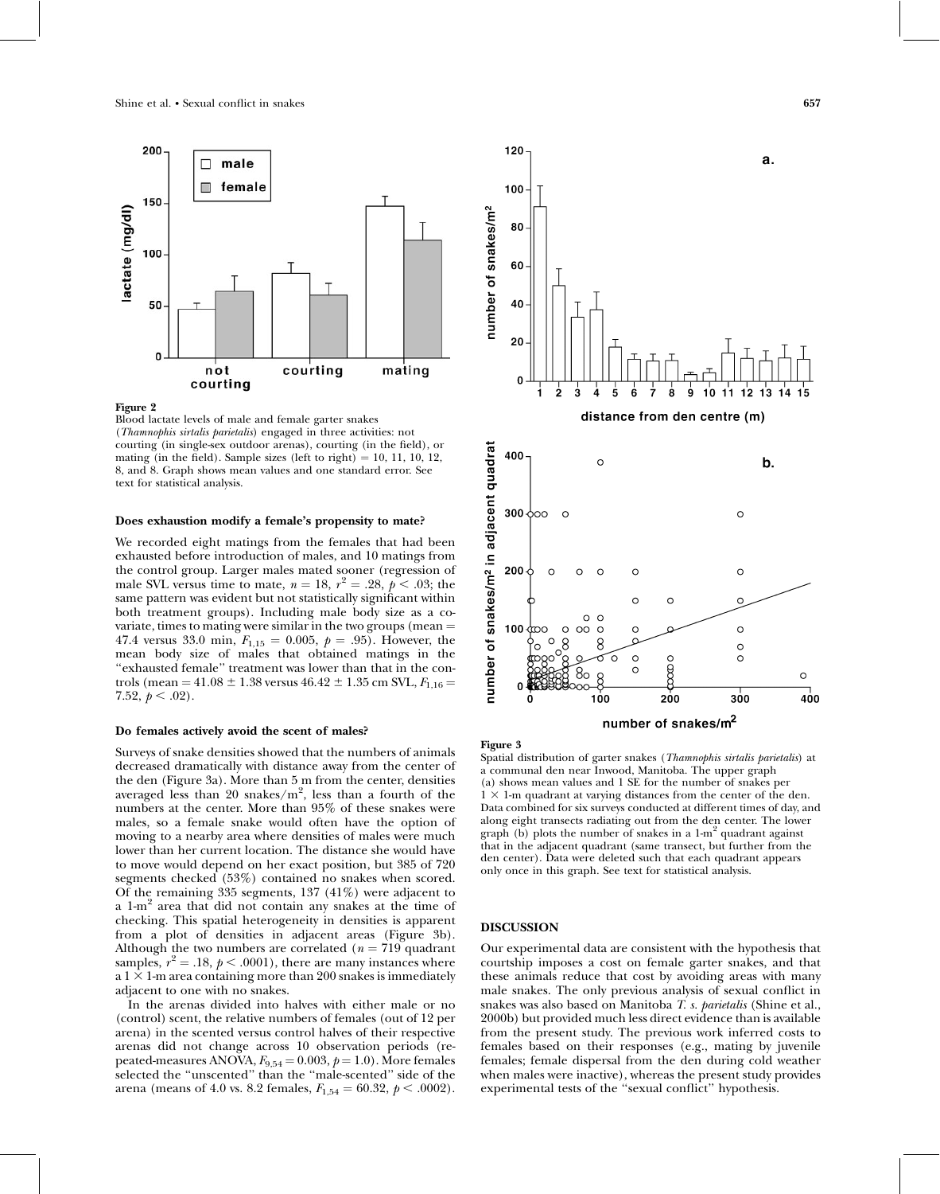Figure 2
Blood lactate levels of male and female garter snakes (*Thamnophis sirtalis parietalis*) engaged in three activities: not courting (in single-sex outdoor arenas), courting (in the field), or mating (in the field). Sample sizes (left to right) = 10, 11, 10, 12, 8, and 8. Graph shows mean values and one standard error. See text for statistical analysis.

### Does exhaustion modify a female's propensity to mate?

We recorded eight matings from the females that had been exhausted before introduction of males, and 10 matings from the control group. Larger males mated sooner (regression of male SVL versus time to mate, $n = 18$, $r^2 = .28$, $p < .03$; the same pattern was evident but not statistically significant within both treatment groups). Including male body size as a covariate, times to mating were similar in the two groups (mean = 47.4 versus 33.0 min, $F_{1,15} = 0.005$, $p = .95$). However, the mean body size of males that obtained matings in the "exhausted female" treatment was lower than that in the controls (mean = 41.08 ± 1.38 versus 46.42 ± 1.35 cm SVL, $F_{1,16} = 7.52$, $p < .02$).

### Do females actively avoid the scent of males?

Surveys of snake densities showed that the numbers of animals decreased dramatically with distance away from the center of the den (Figure 3a). More than 5 m from the center, densities averaged less than 20 snakes/m$^2$, less than a fourth of the numbers at the center. More than 95% of these snakes were males, so a female snake would often have the option of moving to a nearby area where densities of males were much lower than her current location. The distance she would have to move would depend on her exact position, but 385 of 720 segments checked (53%) contained no snakes when scored. Of the remaining 335 segments, 137 (41%) were adjacent to a 1-m$^2$ area that did not contain any snakes at the time of checking. This spatial heterogeneity in densities is apparent from a plot of densities in adjacent areas (Figure 3b). Although the two numbers are correlated ($n = 719$ quadrant samples, $r^2 = .18$, $p < .0001$), there are many instances where a 1 × 1-m area containing more than 200 snakes is immediately adjacent to one with no snakes.

In the arenas divided into halves with either male or no (control) scent, the relative numbers of females (out of 12 per arena) in the scented versus control halves of their respective arenas did not change across 10 observation periods (repeated-measures ANOVA, $F_{9,54} = 0.003$, $p = 1.0$). More females selected the "unscented" than the "male-scented" side of the arena (means of 4.0 vs. 8.2 females, $F_{1,54} = 60.32$, $p < .0002$).

Figure 3
Spatial distribution of garter snakes (*Thamnophis sirtalis parietalis*) at a communal den near Inwood, Manitoba. The upper graph (a) shows mean values and 1 SE for the number of snakes per 1 × 1-m quadrant at varying distances from the center of the den. Data combined for six surveys conducted at different times of day, and along eight transects radiating out from the den center. The lower graph (b) plots the number of snakes in a 1-m$^2$ quadrant against that in the adjacent quadrant (same transect, but further from the den center). Data were deleted such that each quadrant appears only once in this graph. See text for statistical analysis.

## DISCUSSION

Our experimental data are consistent with the hypothesis that courtship imposes a cost on female garter snakes, and that these animals reduce that cost by avoiding areas with many male snakes. The only previous analysis of sexual conflict in snakes was also based on Manitoba *T. s. parietalis* (Shine et al., 2000b) but provided much less direct evidence than is available from the present study. The previous work inferred costs to females based on their responses (e.g., mating by juvenile females; female dispersal from the den during cold weather when males were inactive), whereas the present study provides experimental tests of the "sexual conflict" hypothesis.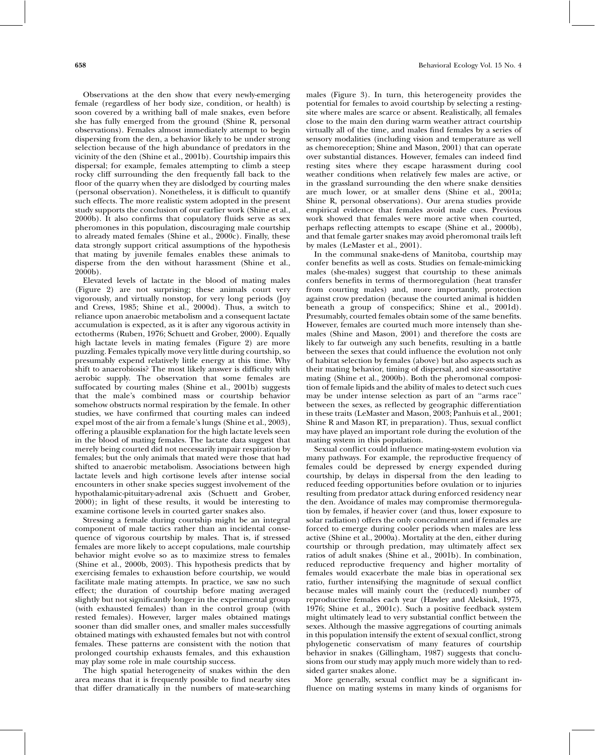Observations at the den show that every newly-emerging female (regardless of her body size, condition, or health) is soon covered by a writhing ball of male snakes, even before she has fully emerged from the ground (Shine R, personal observations). Females almost immediately attempt to begin dispersing from the den, a behavior likely to be under strong selection because of the high abundance of predators in the vicinity of the den (Shine et al., 2001b). Courtship impairs this dispersal; for example, females attempting to climb a steep rocky cliff surrounding the den frequently fall back to the floor of the quarry when they are dislodged by courting males (personal observation). Nonetheless, it is difficult to quantify such effects. The more realistic system adopted in the present study supports the conclusion of our earlier work (Shine et al., 2000b). It also confirms that copulatory fluids serve as sex pheromones in this population, discouraging male courtship to already mated females (Shine et al., 2000c). Finally, these data strongly support critical assumptions of the hypothesis that mating by juvenile females enables these animals to disperse from the den without harassment (Shine et al., 2000b).

Elevated levels of lactate in the blood of mating males (Figure 2) are not surprising; these animals court very vigorously, and virtually nonstop, for very long periods (Joy and Crews, 1985; Shine et al., 2000d). Thus, a switch to reliance upon anaerobic metabolism and a consequent lactate accumulation is expected, as it is after any vigorous activity in ectotherms (Ruben, 1976; Schuett and Grober, 2000). Equally high lactate levels in mating females (Figure 2) are more puzzling. Females typically move very little during courtship, so presumably expend relatively little energy at this time. Why shift to anaerobiosis? The most likely answer is difficulty with aerobic supply. The observation that some females are suffocated by courting males (Shine et al., 2001b) suggests that the male's combined mass or courtship behavior somehow obstructs normal respiration by the female. In other studies, we have confirmed that courting males can indeed expel most of the air from a female's lungs (Shine et al., 2003), offering a plausible explanation for the high lactate levels seen in the blood of mating females. The lactate data suggest that merely being courted did not necessarily impair respiration by females; but the only animals that mated were those that had shifted to anaerobic metabolism. Associations between high lactate levels and high cortisone levels after intense social encounters in other snake species suggest involvement of the hypothalamic-pituitary-adrenal axis (Schuett and Grober, 2000); in light of these results, it would be interesting to examine cortisone levels in courted garter snakes also.

Stressing a female during courtship might be an integral component of male tactics rather than an incidental consequence of vigorous courtship by males. That is, if stressed females are more likely to accept copulations, male courtship behavior might evolve so as to maximize stress to females (Shine et al., 2000b, 2003). This hypothesis predicts that by exercising females to exhaustion before courtship, we would facilitate male mating attempts. In practice, we saw no such effect; the duration of courtship before mating averaged slightly but not significantly longer in the experimental group (with exhausted females) than in the control group (with rested females). However, larger males obtained matings sooner than did smaller ones, and smaller males successfully obtained matings with exhausted females but not with control females. These patterns are consistent with the notion that prolonged courtship exhausts females, and this exhaustion may play some role in male courtship success.

The high spatial heterogeneity of snakes within the den area means that it is frequently possible to find nearby sites that differ dramatically in the numbers of mate-searching males (Figure 3). In turn, this heterogeneity provides the potential for females to avoid courtship by selecting a resting-site where males are scarce or absent. Realistically, all females close to the main den during warm weather attract courtship virtually all of the time, and males find females by a series of sensory modalities (including vision and temperature as well as chemoreception; Shine and Mason, 2001) that can operate over substantial distances. However, females can indeed find resting sites where they escape harassment during cool weather conditions when relatively few males are active, or in the grassland surrounding the den where snake densities are much lower, or at smaller dens (Shine et al., 2001a; Shine R, personal observations). Our arena studies provide empirical evidence that females avoid male cues. Previous work showed that females were more active when courted, perhaps reflecting attempts to escape (Shine et al., 2000b), and that female garter snakes may avoid pheromonal trails left by males (LeMaster et al., 2001).

In the communal snake-dens of Manitoba, courtship may confer benefits as well as costs. Studies on female-mimicking males (she-males) suggest that courtship to these animals confers benefits in terms of thermoregulation (heat transfer from courting males) and, more importantly, protection against crow predation (because the courted animal is hidden beneath a group of conspecifics; Shine et al., 2001d). Presumably, courted females obtain some of the same benefits. However, females are courted much more intensely than she-males (Shine and Mason, 2001) and therefore the costs are likely to far outweigh any such benefits, resulting in a battle between the sexes that could influence the evolution not only of habitat selection by females (above) but also aspects such as their mating behavior, timing of dispersal, and size-assortative mating (Shine et al., 2000b). Both the pheromonal composition of female lipids and the ability of males to detect such cues may be under intense selection as part of an "arms race" between the sexes, as reflected by geographic differentiation in these traits (LeMaster and Mason, 2003; Panhuis et al., 2001; Shine R and Mason RT, in preparation). Thus, sexual conflict may have played an important role during the evolution of the mating system in this population.

Sexual conflict could influence mating-system evolution via many pathways. For example, the reproductive frequency of females could be depressed by energy expended during courtship, by delays in dispersal from the den leading to reduced feeding opportunities before ovulation or to injuries resulting from predator attack during enforced residency near the den. Avoidance of males may compromise thermoregulation by females, if heavier cover (and thus, lower exposure to solar radiation) offers the only concealment and if females are forced to emerge during cooler periods when males are less active (Shine et al., 2000a). Mortality at the den, either during courtship or through predation, may ultimately affect sex ratios of adult snakes (Shine et al., 2001b). In combination, reduced reproductive frequency and higher mortality of females would exacerbate the male bias in operational sex ratio, further intensifying the magnitude of sexual conflict because males will mainly court the (reduced) number of reproductive females each year (Hawley and Aleksiuk, 1975, 1976; Shine et al., 2001c). Such a positive feedback system might ultimately lead to very substantial conflict between the sexes. Although the massive aggregations of courting animals in this population intensify the extent of sexual conflict, strong phylogenetic conservatism of many features of courtship behavior in snakes (Gillingham, 1987) suggests that conclusions from our study may apply much more widely than to red-sided garter snakes alone.

More generally, sexual conflict may be a significant influence on mating systems in many kinds of organisms for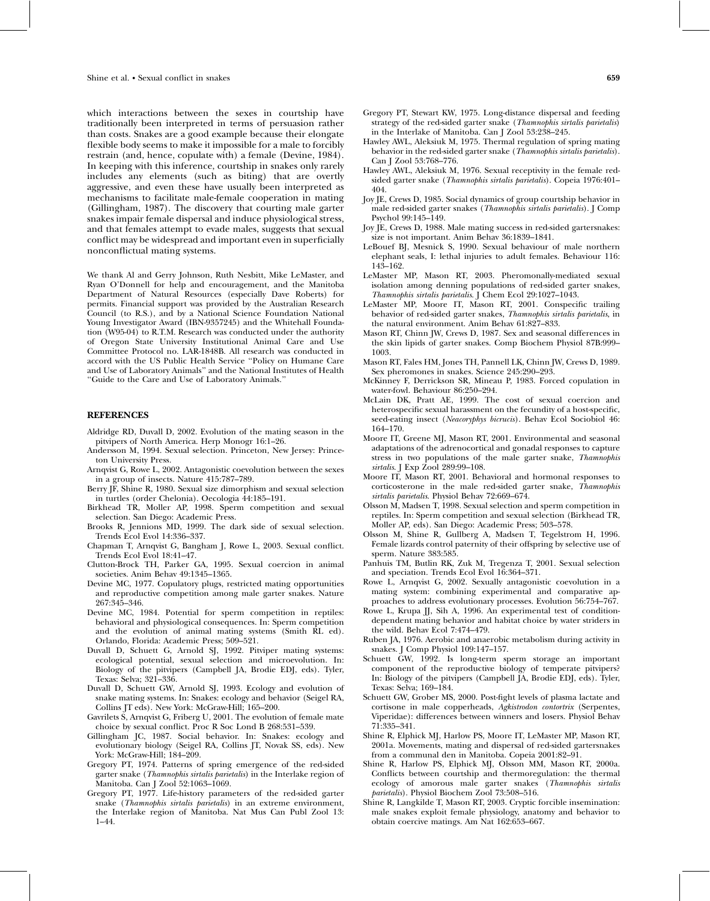which interactions between the sexes in courtship have traditionally been interpreted in terms of persuasion rather than costs. Snakes are a good example because their elongate flexible body seems to make it impossible for a male to forcibly restrain (and, hence, copulate with) a female (Devine, 1984). In keeping with this inference, courtship in snakes only rarely includes any elements (such as biting) that are overtly aggressive, and even these have usually been interpreted as mechanisms to facilitate male-female cooperation in mating (Gillingham, 1987). The discovery that courting male garter snakes impair female dispersal and induce physiological stress, and that females attempt to evade males, suggests that sexual conflict may be widespread and important even in superficially nonconflictual mating systems.

We thank Al and Gerry Johnson, Ruth Nesbitt, Mike LeMaster, and Ryan O'Donnell for help and encouragement, and the Manitoba Department of Natural Resources (especially Dave Roberts) for permits. Financial support was provided by the Australian Research Council (to R.S.), and by a National Science Foundation National Young Investigator Award (IBN-9357245) and the Whitehall Foundation (W95-04) to R.T.M. Research was conducted under the authority of Oregon State University Institutional Animal Care and Use Committee Protocol no. LAR-1848B. All research was conducted in accord with the US Public Health Service "Policy on Humane Care and Use of Laboratory Animals" and the National Institutes of Health "Guide to the Care and Use of Laboratory Animals."

## REFERENCES

Aldridge RD, Duvall D, 2002. Evolution of the mating season in the pitvipers of North America. Herp Monogr 16:1–26.

Andersson M, 1994. Sexual selection. Princeton, New Jersey: Princeton University Press.

Arnqvist G, Rowe L, 2002. Antagonistic coevolution between the sexes in a group of insects. Nature 415:787–789.

Berry JF, Shine R, 1980. Sexual size dimorphism and sexual selection in turtles (order Chelonia). Oecologia 44:185–191.

Birkhead TR, Moller AP, 1998. Sperm competition and sexual selection. San Diego: Academic Press.

Brooks R, Jennions MD, 1999. The dark side of sexual selection. Trends Ecol Evol 14:336–337.

Chapman T, Arnqvist G, Bangham J, Rowe L, 2003. Sexual conflict. Trends Ecol Evol 18:41–47.

Clutton-Brock TH, Parker GA, 1995. Sexual coercion in animal societies. Anim Behav 49:1345–1365.

Devine MC, 1977. Copulatory plugs, restricted mating opportunities and reproductive competition among male garter snakes. Nature 267:345–346.

Devine MC, 1984. Potential for sperm competition in reptiles: behavioral and physiological consequences. In: Sperm competition and the evolution of animal mating systems (Smith RL ed). Orlando, Florida: Academic Press; 509–521.

Duvall D, Schuett G, Arnold SJ, 1992. Pitviper mating systems: ecological potential, sexual selection and microevolution. In: Biology of the pitvipers (Campbell JA, Brodie EDJ, eds). Tyler, Texas: Selva; 321–336.

Duvall D, Schuett GW, Arnold SJ, 1993. Ecology and evolution of snake mating systems. In: Snakes: ecology and behavior (Seigel RA, Collins JT eds). New York: McGraw-Hill; 165–200.

Gavrilets S, Arnqvist G, Friberg U, 2001. The evolution of female mate choice by sexual conflict. Proc R Soc Lond B 268:531–539.

Gillingham JC, 1987. Social behavior. In: Snakes: ecology and evolutionary biology (Seigel RA, Collins JT, Novak SS, eds). New York: McGraw-Hill; 184–209.

Gregory PT, 1974. Patterns of spring emergence of the red-sided garter snake (*Thamnophis sirtalis parietalis*) in the Interlake region of Manitoba. Can J Zool 52:1063–1069.

Gregory PT, 1977. Life-history parameters of the red-sided garter snake (*Thamnophis sirtalis parietalis*) in an extreme environment, the Interlake region of Manitoba. Nat Mus Can Publ Zool 13: 1–44.

Gregory PT, Stewart KW, 1975. Long-distance dispersal and feeding strategy of the red-sided garter snake (*Thamnophis sirtalis parietalis*) in the Interlake of Manitoba. Can J Zool 53:238–245.

Hawley AWL, Aleksiuk M, 1975. Thermal regulation of spring mating behavior in the red-sided garter snake (*Thamnophis sirtalis parietalis*). Can J Zool 53:768–776.

Hawley AWL, Aleksiuk M, 1976. Sexual receptivity in the female red-sided garter snake (*Thamnophis sirtalis parietalis*). Copeia 1976:401–404.

Joy JE, Crews D, 1985. Social dynamics of group courtship behavior in male red-sided garter snakes (*Thamnophis sirtalis parietalis*). J Comp Psychol 99:145–149.

Joy JE, Crews D, 1988. Male mating success in red-sided gartersnakes: size is not important. Anim Behav 36:1839–1841.

LeBouef BJ, Mesnick S, 1990. Sexual behaviour of male northern elephant seals, I: lethal injuries to adult females. Behaviour 116: 143–162.

LeMaster MP, Mason RT, 2003. Pheromonally-mediated sexual isolation among denning populations of red-sided garter snakes, *Thamnophis sirtalis parietalis*. J Chem Ecol 29:1027–1043.

LeMaster MP, Moore IT, Mason RT, 2001. Conspecific trailing behavior of red-sided garter snakes, *Thamnophis sirtalis parietalis*, in the natural environment. Anim Behav 61:827–833.

Mason RT, Chinn JW, Crews D, 1987. Sex and seasonal differences in the skin lipids of garter snakes. Comp Biochem Physiol 87B:999–1003.

Mason RT, Fales HM, Jones TH, Pannell LK, Chinn JW, Crews D, 1989. Sex pheromones in snakes. Science 245:290–293.

McKinney F, Derrickson SR, Mineau P, 1983. Forced copulation in water-fowl. Behaviour 86:250–294.

McLain DK, Pratt AE, 1999. The cost of sexual coercion and heterospecific sexual harassment on the fecundity of a host-specific, seed-eating insect (*Neacoryphys bicrucis*). Behav Ecol Sociobiol 46: 164–170.

Moore IT, Greene MJ, Mason RT, 2001. Environmental and seasonal adaptations of the adrenocortical and gonadal responses to capture stress in two populations of the male garter snake, *Thamnophis sirtalis*. J Exp Zool 289:99–108.

Moore IT, Mason RT, 2001. Behavioral and hormonal responses to corticosterone in the male red-sided garter snake, *Thamnophis sirtalis parietalis*. Physiol Behav 72:669–674.

Olsson M, Madsen T, 1998. Sexual selection and sperm competition in reptiles. In: Sperm competition and sexual selection (Birkhead TR, Moller AP, eds). San Diego: Academic Press; 503–578.

Olsson M, Shine R, Gullberg A, Madsen T, Tegelstrom H, 1996. Female lizards control paternity of their offspring by selective use of sperm. Nature 383:585.

Panhuis TM, Butlin RK, Zuk M, Tregenza T, 2001. Sexual selection and speciation. Trends Ecol Evol 16:364–371.

Rowe L, Arnqvist G, 2002. Sexually antagonistic coevolution in a mating system: combining experimental and comparative approaches to address evolutionary processes. Evolution 56:754–767.

Rowe L, Krupa JJ, Sih A, 1996. An experimental test of condition-dependent mating behavior and habitat choice by water striders in the wild. Behav Ecol 7:474–479.

Ruben JA, 1976. Aerobic and anaerobic metabolism during activity in snakes. J Comp Physiol 109:147–157.

Schuett GW, 1992. Is long-term sperm storage an important component of the reproductive biology of temperate pitvipers? In: Biology of the pitvipers (Campbell JA, Brodie EDJ, eds). Tyler, Texas: Selva; 169–184.

Schuett GW, Grober MS, 2000. Post-fight levels of plasma lactate and cortisone in male copperheads, *Agkistrodon contortrix* (Serpentes, Viperidae): differences between winners and losers. Physiol Behav 71:335–341.

Shine R, Elphick MJ, Harlow PS, Moore IT, LeMaster MP, Mason RT, 2001a. Movements, mating and dispersal of red-sided gartersnakes from a communal den in Manitoba. Copeia 2001:82–91.

Shine R, Harlow PS, Elphick MJ, Olsson MM, Mason RT, 2000a. Conflicts between courtship and thermoregulation: the thermal ecology of amorous male garter snakes (*Thamnophis sirtalis parietalis*). Physiol Biochem Zool 73:508–516.

Shine R, Langkilde T, Mason RT, 2003. Cryptic forcible insemination: male snakes exploit female physiology, anatomy and behavior to obtain coercive matings. Am Nat 162:653–667.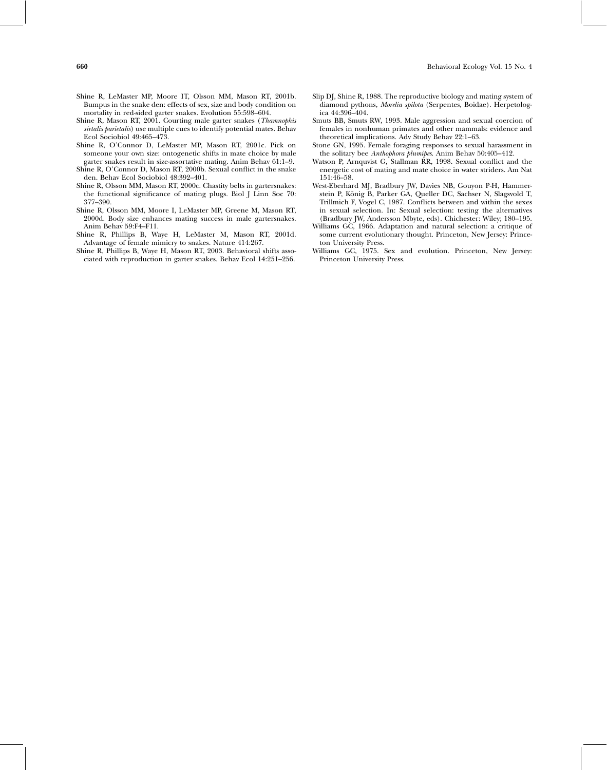Shine R, LeMaster MP, Moore IT, Olsson MM, Mason RT, 2001b. Bumpus in the snake den: effects of sex, size and body condition on mortality in red-sided garter snakes. Evolution 55:598–604.

Shine R, Mason RT, 2001. Courting male garter snakes (*Thamnophis sirtalis parietalis*) use multiple cues to identify potential mates. Behav Ecol Sociobiol 49:465–473.

Shine R, O'Connor D, LeMaster MP, Mason RT, 2001c. Pick on someone your own size: ontogenetic shifts in mate choice by male garter snakes result in size-assortative mating. Anim Behav 61:1–9.

Shine R, O'Connor D, Mason RT, 2000b. Sexual conflict in the snake den. Behav Ecol Sociobiol 48:392–401.

Shine R, Olsson MM, Mason RT, 2000c. Chastity belts in gartersnakes: the functional significance of mating plugs. Biol J Linn Soc 70: 377–390.

Shine R, Olsson MM, Moore I, LeMaster MP, Greene M, Mason RT, 2000d. Body size enhances mating success in male gartersnakes. Anim Behav 59:F4–F11.

Shine R, Phillips B, Waye H, LeMaster M, Mason RT, 2001d. Advantage of female mimicry to snakes. Nature 414:267.

Shine R, Phillips B, Waye H, Mason RT, 2003. Behavioral shifts associated with reproduction in garter snakes. Behav Ecol 14:251–256.

Slip DJ, Shine R, 1988. The reproductive biology and mating system of diamond pythons, *Morelia spilota* (Serpentes, Boidae). Herpetologica 44:396–404.

Smuts BB, Smuts RW, 1993. Male aggression and sexual coercion of females in nonhuman primates and other mammals: evidence and theoretical implications. Adv Study Behav 22:1–63.

Stone GN, 1995. Female foraging responses to sexual harassment in the solitary bee *Anthophora plumipes*. Anim Behav 50:405–412.

Watson P, Arnquvist G, Stallman RR, 1998. Sexual conflict and the energetic cost of mating and mate choice in water striders. Am Nat 151:46–58.

West-Eberhard MJ, Bradbury JW, Davies NB, Gouyon P-H, Hammerstein P, Kōnig B, Parker GA, Queller DC, Sachser N, Slagsvold T, Trillmich F, Vogel C, 1987. Conflicts between and within the sexes in sexual selection. In: Sexual selection: testing the alternatives (Bradbury JW, Andersson Mbyte, eds). Chichester: Wiley; 180–195.

Williams GC, 1966. Adaptation and natural selection: a critique of some current evolutionary thought. Princeton, New Jersey: Princeton University Press.

Williams GC, 1975. Sex and evolution. Princeton, New Jersey: Princeton University Press.